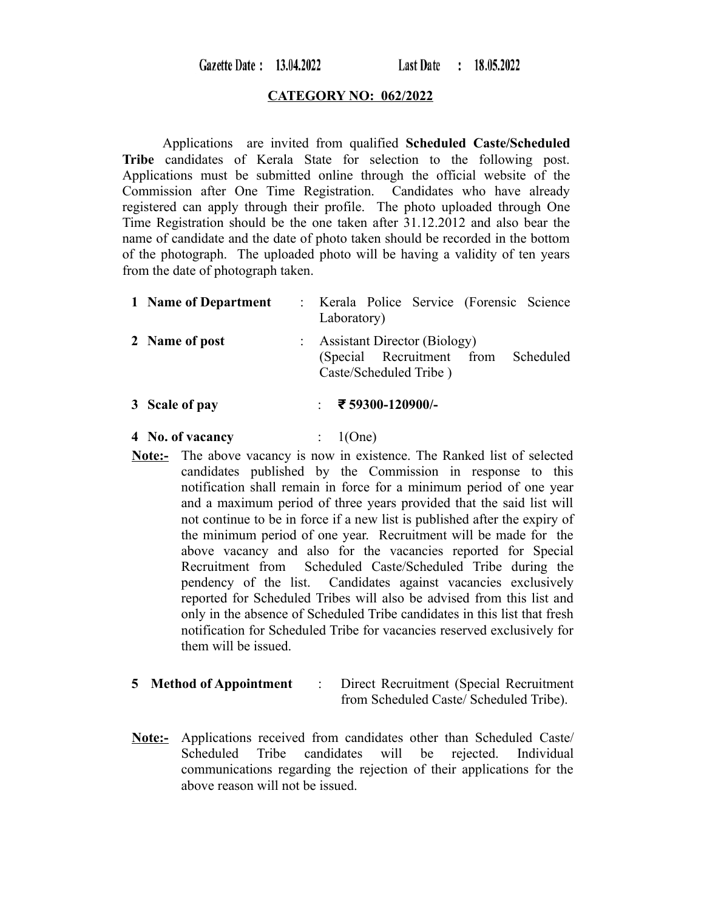Gazette Date : 13.04.2022 Last Date : 18.05.2022

**CATEGORY NO: 062/2022**

Applications are invited from qualified **Scheduled Caste/Scheduled Tribe** candidates of Kerala State for selection to the following post. Applications must be submitted online through the official website of the Commission after One Time Registration. Candidates who have already registered can apply through their profile. The photo uploaded through One Time Registration should be the one taken after 31.12.2012 and also bear the name of candidate and the date of photo taken should be recorded in the bottom of the photograph. The uploaded photo will be having a validity of ten years from the date of photograph taken.

**1 Name of Department** : Kerala Police Service (Forensic Science Laboratory)

**2 Name of post** : Assistant Director (Biology) (Special Recruitment from Scheduled Caste/Scheduled Tribe )

**3 Scale of pay** : **₹ 59300-120900/-**

**4 No. of vacancy** : 1(One)

**Note:-** The above vacancy is now in existence. The Ranked list of selected candidates published by the Commission in response to this notification shall remain in force for a minimum period of one year and a maximum period of three years provided that the said list will not continue to be in force if a new list is published after the expiry of the minimum period of one year. Recruitment will be made for the above vacancy and also for the vacancies reported for Special Recruitment from Scheduled Caste/Scheduled Tribe during the pendency of the list. Candidates against vacancies exclusively reported for Scheduled Tribes will also be advised from this list and only in the absence of Scheduled Tribe candidates in this list that fresh notification for Scheduled Tribe for vacancies reserved exclusively for them will be issued.

**5 Method of Appointment** : Direct Recruitment (Special Recruitment from Scheduled Caste/ Scheduled Tribe).

**Note:-** Applications received from candidates other than Scheduled Caste/ Scheduled Tribe candidates will be rejected. Individual communications regarding the rejection of their applications for the above reason will not be issued.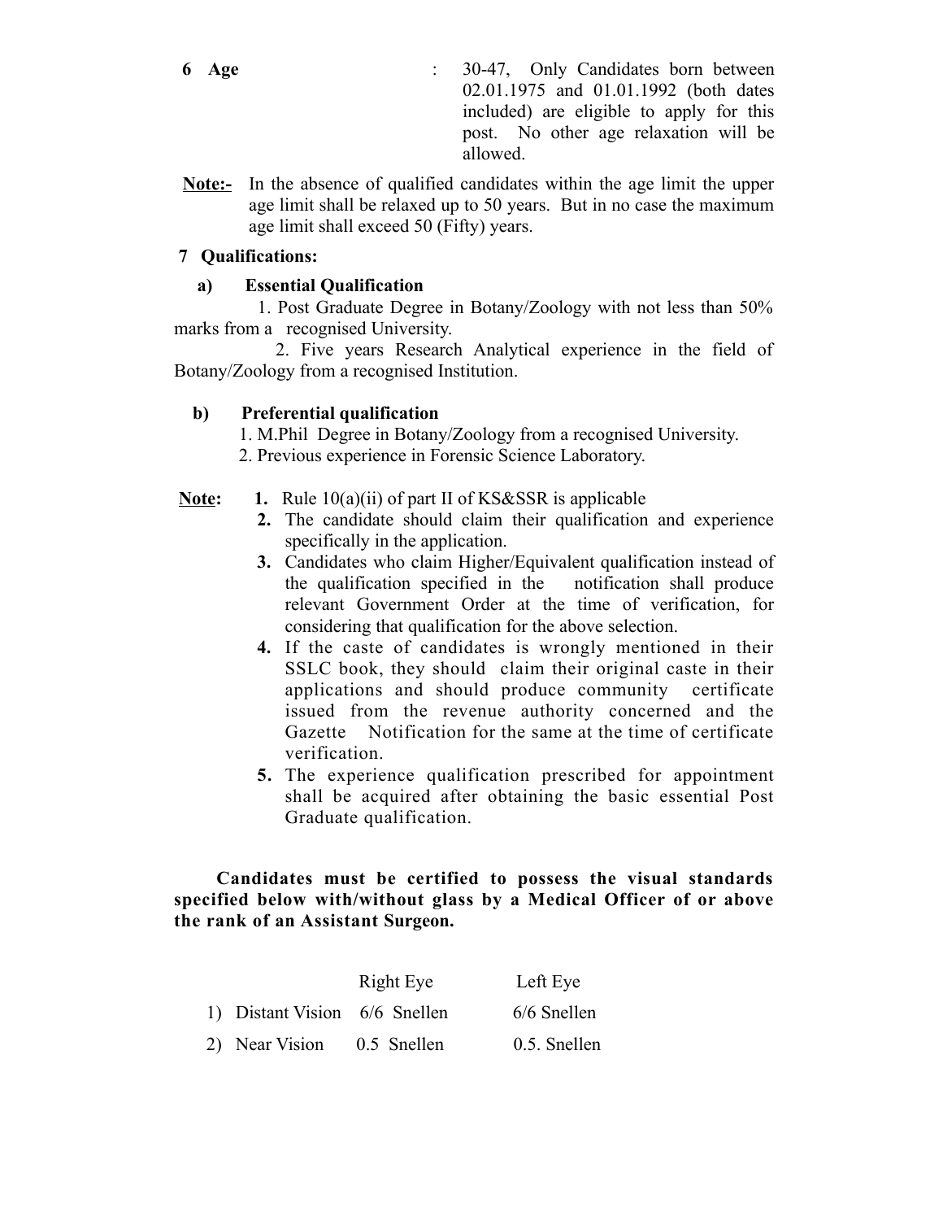**6 Age** : 30-47, Only Candidates born between 02.01.1975 and 01.01.1992 (both dates included) are eligible to apply for this post. No other age relaxation will be allowed.

**Note:-** In the absence of qualified candidates within the age limit the upper age limit shall be relaxed up to 50 years. But in no case the maximum age limit shall exceed 50 (Fifty) years.

**7 Qualifications:**

**a) Essential Qualification**

1. Post Graduate Degree in Botany/Zoology with not less than 50% marks from a recognised University.
2. Five years Research Analytical experience in the field of Botany/Zoology from a recognised Institution.

**b) Preferential qualification**

1. M.Phil Degree in Botany/Zoology from a recognised University.
2. Previous experience in Forensic Science Laboratory.

**Note:**

1. Rule 10(a)(ii) of part II of KS&SSR is applicable
2. The candidate should claim their qualification and experience specifically in the application.
3. Candidates who claim Higher/Equivalent qualification instead of the qualification specified in the notification shall produce relevant Government Order at the time of verification, for considering that qualification for the above selection.
4. If the caste of candidates is wrongly mentioned in their SSLC book, they should claim their original caste in their applications and should produce community certificate issued from the revenue authority concerned and the Gazette Notification for the same at the time of certificate verification.
5. The experience qualification prescribed for appointment shall be acquired after obtaining the basic essential Post Graduate qualification.

**Candidates must be certified to possess the visual standards specified below with/without glass by a Medical Officer of or above the rank of an Assistant Surgeon.**

| | Right Eye | Left Eye |
|---|---|---|
| 1) Distant Vision | 6/6 Snellen | 6/6 Snellen |
| 2) Near Vision | 0.5 Snellen | 0.5. Snellen |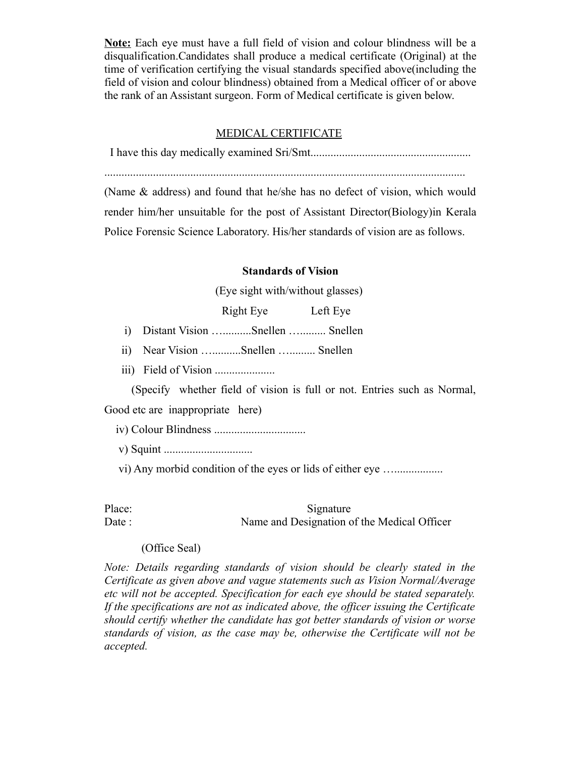**Note:** Each eye must have a full field of vision and colour blindness will be a disqualification.Candidates shall produce a medical certificate (Original) at the time of verification certifying the visual standards specified above(including the field of vision and colour blindness) obtained from a Medical officer of or above the rank of an Assistant surgeon. Form of Medical certificate is given below.

## MEDICAL CERTIFICATE

I have this day medically examined Sri/Smt........................................................

..............................................................................................................................

(Name & address) and found that he/she has no defect of vision, which would render him/her unsuitable for the post of Assistant Director(Biology)in Kerala Police Forensic Science Laboratory. His/her standards of vision are as follows.

**Standards of Vision**

(Eye sight with/without glasses)

Right Eye Left Eye

i) Distant Vision …..........Snellen …......... Snellen

ii) Near Vision …..........Snellen …......... Snellen

iii) Field of Vision ....................

(Specify whether field of vision is full or not. Entries such as Normal, Good etc are inappropriate here)

iv) Colour Blindness ...............................

v) Squint ..............................

vi) Any morbid condition of the eyes or lids of either eye …................

Place: Signature

Date : Name and Designation of the Medical Officer

(Office Seal)

*Note: Details regarding standards of vision should be clearly stated in the Certificate as given above and vague statements such as Vision Normal/Average etc will not be accepted. Specification for each eye should be stated separately. If the specifications are not as indicated above, the officer issuing the Certificate should certify whether the candidate has got better standards of vision or worse standards of vision, as the case may be, otherwise the Certificate will not be accepted.*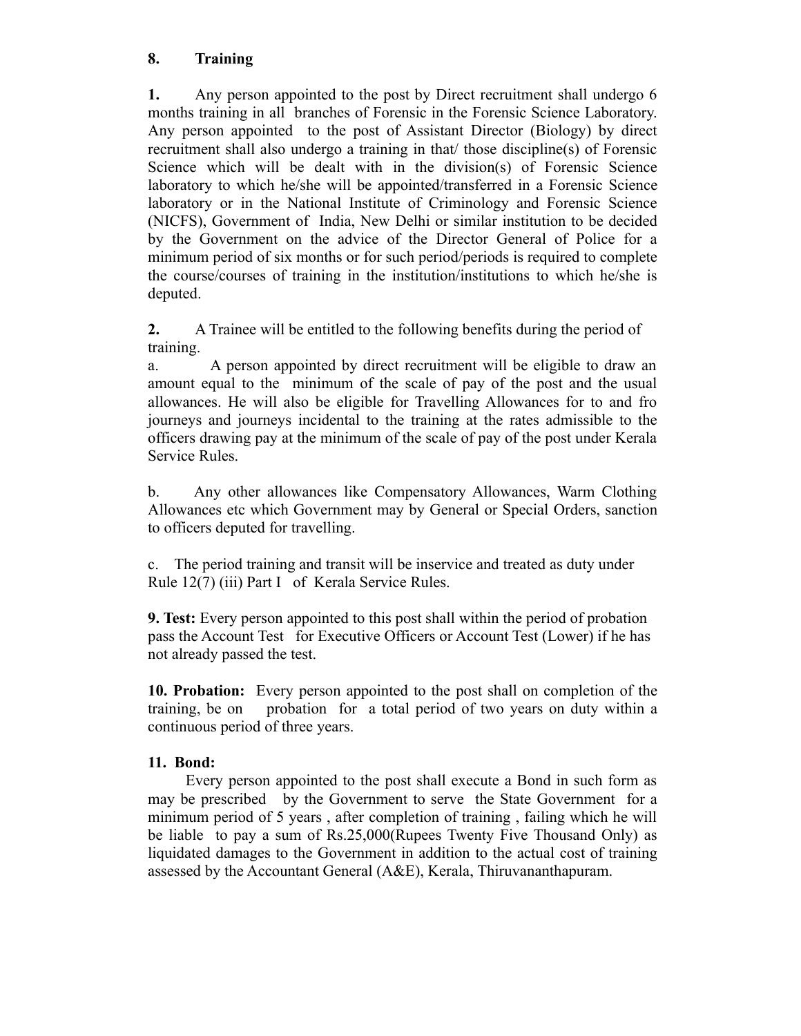**8. Training**

**1.** Any person appointed to the post by Direct recruitment shall undergo 6 months training in all branches of Forensic in the Forensic Science Laboratory. Any person appointed to the post of Assistant Director (Biology) by direct recruitment shall also undergo a training in that/ those discipline(s) of Forensic Science which will be dealt with in the division(s) of Forensic Science laboratory to which he/she will be appointed/transferred in a Forensic Science laboratory or in the National Institute of Criminology and Forensic Science (NICFS), Government of India, New Delhi or similar institution to be decided by the Government on the advice of the Director General of Police for a minimum period of six months or for such period/periods is required to complete the course/courses of training in the institution/institutions to which he/she is deputed.

**2.** A Trainee will be entitled to the following benefits during the period of training.

a. A person appointed by direct recruitment will be eligible to draw an amount equal to the minimum of the scale of pay of the post and the usual allowances. He will also be eligible for Travelling Allowances for to and fro journeys and journeys incidental to the training at the rates admissible to the officers drawing pay at the minimum of the scale of pay of the post under Kerala Service Rules.

b. Any other allowances like Compensatory Allowances, Warm Clothing Allowances etc which Government may by General or Special Orders, sanction to officers deputed for travelling.

c. The period training and transit will be inservice and treated as duty under Rule 12(7) (iii) Part I of Kerala Service Rules.

**9. Test:** Every person appointed to this post shall within the period of probation pass the Account Test for Executive Officers or Account Test (Lower) if he has not already passed the test.

**10. Probation:** Every person appointed to the post shall on completion of the training, be on probation for a total period of two years on duty within a continuous period of three years.

**11. Bond:**

Every person appointed to the post shall execute a Bond in such form as may be prescribed by the Government to serve the State Government for a minimum period of 5 years , after completion of training , failing which he will be liable to pay a sum of Rs.25,000(Rupees Twenty Five Thousand Only) as liquidated damages to the Government in addition to the actual cost of training assessed by the Accountant General (A&E), Kerala, Thiruvananthapuram.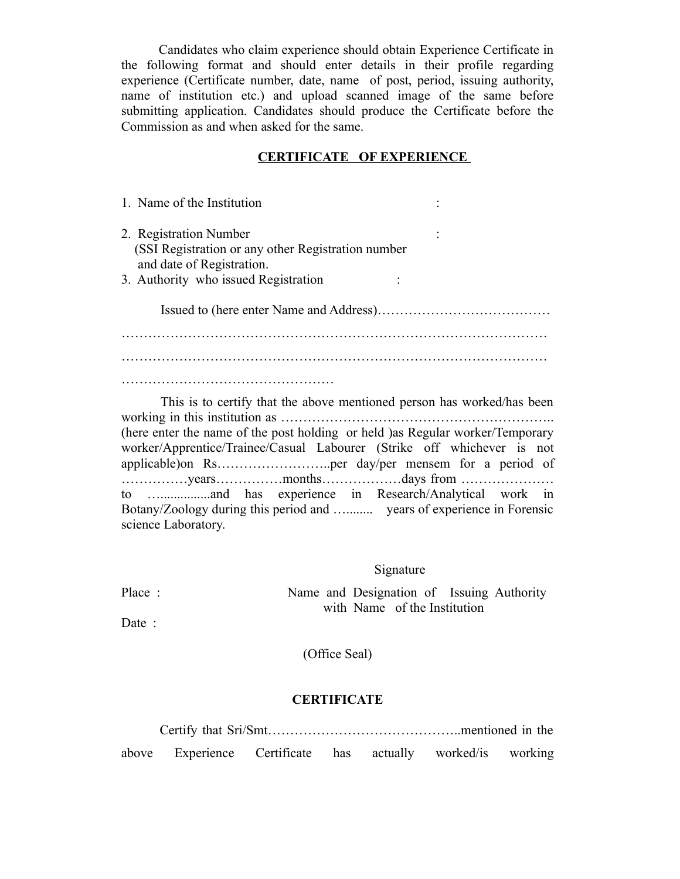Candidates who claim experience should obtain Experience Certificate in the following format and should enter details in their profile regarding experience (Certificate number, date, name of post, period, issuing authority, name of institution etc.) and upload scanned image of the same before submitting application. Candidates should produce the Certificate before the Commission as and when asked for the same.

## CERTIFICATE OF EXPERIENCE

1. Name of the Institution :

2. Registration Number :
   (SSI Registration or any other Registration number and date of Registration.
3. Authority who issued Registration :

Issued to (here enter Name and Address)…………………………………

……………………………………………………………………………………

……………………………………………………………………………………

…………………………………………

This is to certify that the above mentioned person has worked/has been working in this institution as …………………………………………………….. (here enter the name of the post holding or held )as Regular worker/Temporary worker/Apprentice/Trainee/Casual Labourer (Strike off whichever is not applicable)on Rs……………………..per day/per mensem for a period of ……………years……………months………………days from ………………… to …...............and has experience in Research/Analytical work in Botany/Zoology during this period and …........ years of experience in Forensic science Laboratory.

Signature

Place :

Name and Designation of Issuing Authority with Name of the Institution

Date :

(Office Seal)

## CERTIFICATE

Certify that Sri/Smt……………………………………..mentioned in the above Experience Certificate has actually worked/is working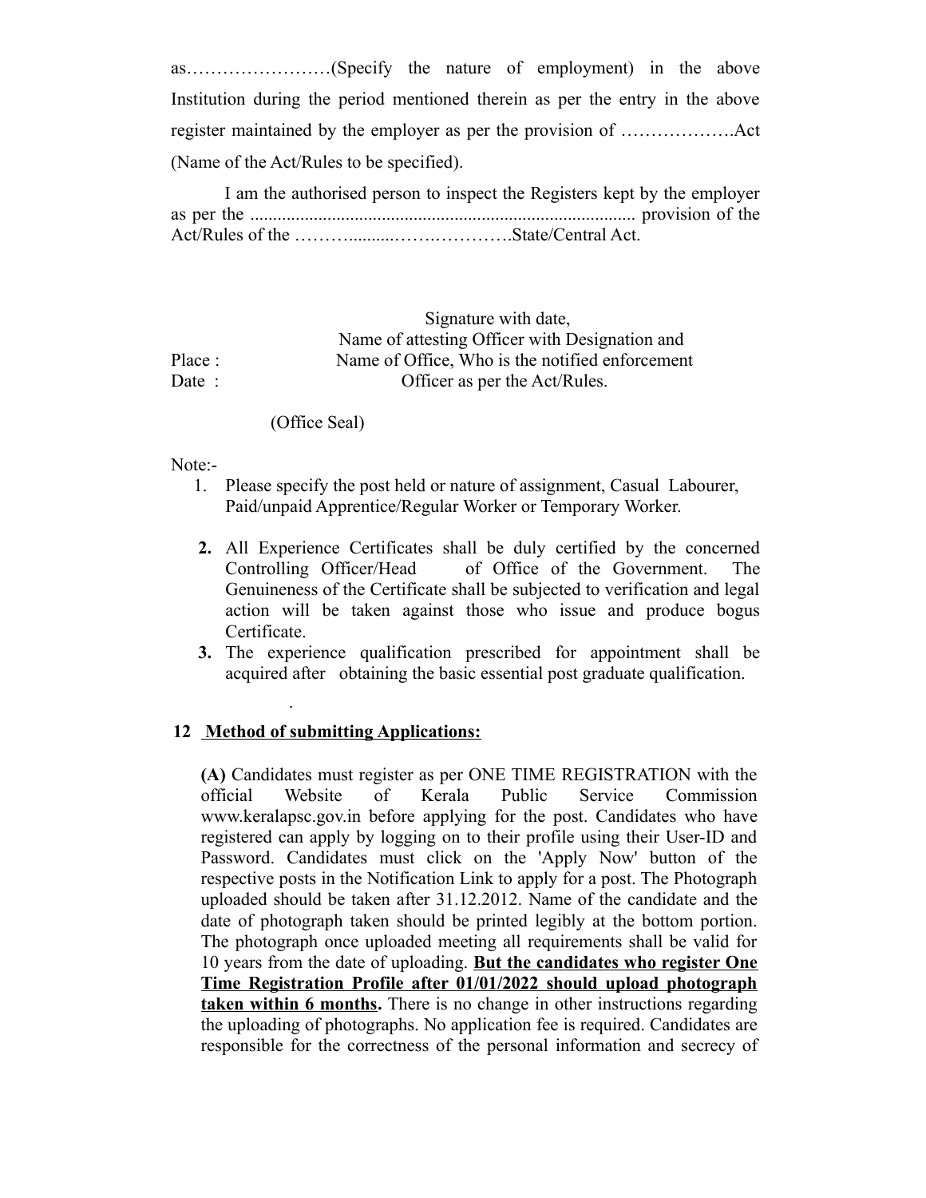as……………………(Specify the nature of employment) in the above Institution during the period mentioned therein as per the entry in the above register maintained by the employer as per the provision of ……………….Act (Name of the Act/Rules to be specified).

I am the authorised person to inspect the Registers kept by the employer as per the ..................................................................................... provision of the Act/Rules of the ……….........…….…………….State/Central Act.

Signature with date,
Name of attesting Officer with Designation and
Name of Office, Who is the notified enforcement
Officer as per the Act/Rules.

Place :
Date :

(Office Seal)

Note:-

1. Please specify the post held or nature of assignment, Casual Labourer, Paid/unpaid Apprentice/Regular Worker or Temporary Worker.
2. All Experience Certificates shall be duly certified by the concerned Controlling Officer/Head of Office of the Government. The Genuineness of the Certificate shall be subjected to verification and legal action will be taken against those who issue and produce bogus Certificate.
3. The experience qualification prescribed for appointment shall be acquired after obtaining the basic essential post graduate qualification.

.

**12 Method of submitting Applications:**

**(A)** Candidates must register as per ONE TIME REGISTRATION with the official Website of Kerala Public Service Commission www.keralapsc.gov.in before applying for the post. Candidates who have registered can apply by logging on to their profile using their User-ID and Password. Candidates must click on the 'Apply Now' button of the respective posts in the Notification Link to apply for a post. The Photograph uploaded should be taken after 31.12.2012. Name of the candidate and the date of photograph taken should be printed legibly at the bottom portion. The photograph once uploaded meeting all requirements shall be valid for 10 years from the date of uploading. **But the candidates who register One Time Registration Profile after 01/01/2022 should upload photograph taken within 6 months.** There is no change in other instructions regarding the uploading of photographs. No application fee is required. Candidates are responsible for the correctness of the personal information and secrecy of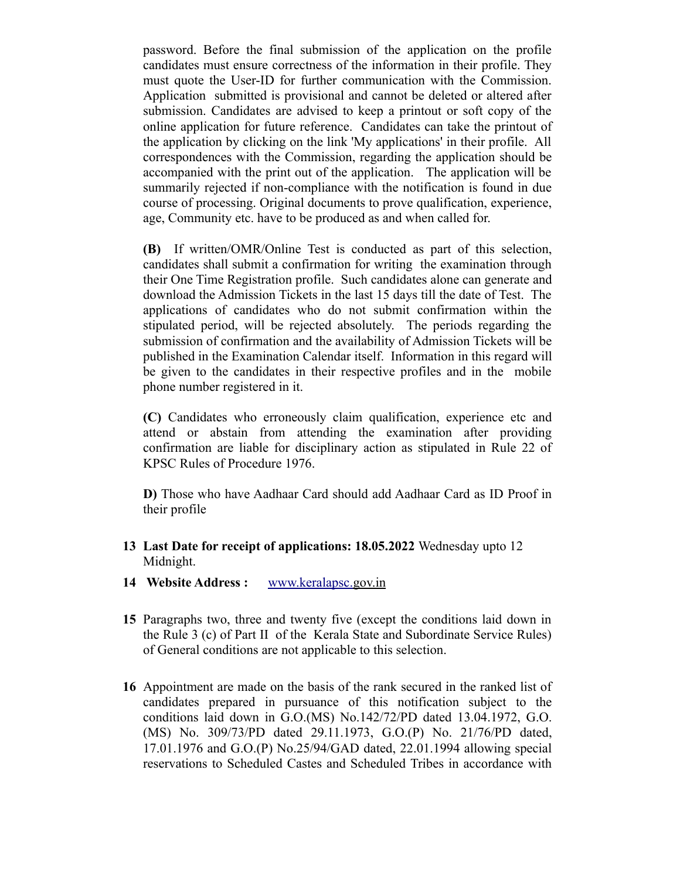password. Before the final submission of the application on the profile candidates must ensure correctness of the information in their profile. They must quote the User-ID for further communication with the Commission. Application submitted is provisional and cannot be deleted or altered after submission. Candidates are advised to keep a printout or soft copy of the online application for future reference. Candidates can take the printout of the application by clicking on the link 'My applications' in their profile. All correspondences with the Commission, regarding the application should be accompanied with the print out of the application. The application will be summarily rejected if non-compliance with the notification is found in due course of processing. Original documents to prove qualification, experience, age, Community etc. have to be produced as and when called for.

**(B)** If written/OMR/Online Test is conducted as part of this selection, candidates shall submit a confirmation for writing the examination through their One Time Registration profile. Such candidates alone can generate and download the Admission Tickets in the last 15 days till the date of Test. The applications of candidates who do not submit confirmation within the stipulated period, will be rejected absolutely. The periods regarding the submission of confirmation and the availability of Admission Tickets will be published in the Examination Calendar itself. Information in this regard will be given to the candidates in their respective profiles and in the mobile phone number registered in it.

**(C)** Candidates who erroneously claim qualification, experience etc and attend or abstain from attending the examination after providing confirmation are liable for disciplinary action as stipulated in Rule 22 of KPSC Rules of Procedure 1976.

**D)** Those who have Aadhaar Card should add Aadhaar Card as ID Proof in their profile

**13** **Last Date for receipt of applications: 18.05.2022** Wednesday upto 12 Midnight.

**14** **Website Address :** www.keralapsc.gov.in

**15** Paragraphs two, three and twenty five (except the conditions laid down in the Rule 3 (c) of Part II of the Kerala State and Subordinate Service Rules) of General conditions are not applicable to this selection.

**16** Appointment are made on the basis of the rank secured in the ranked list of candidates prepared in pursuance of this notification subject to the conditions laid down in G.O.(MS) No.142/72/PD dated 13.04.1972, G.O.(MS) No. 309/73/PD dated 29.11.1973, G.O.(P) No. 21/76/PD dated, 17.01.1976 and G.O.(P) No.25/94/GAD dated, 22.01.1994 allowing special reservations to Scheduled Castes and Scheduled Tribes in accordance with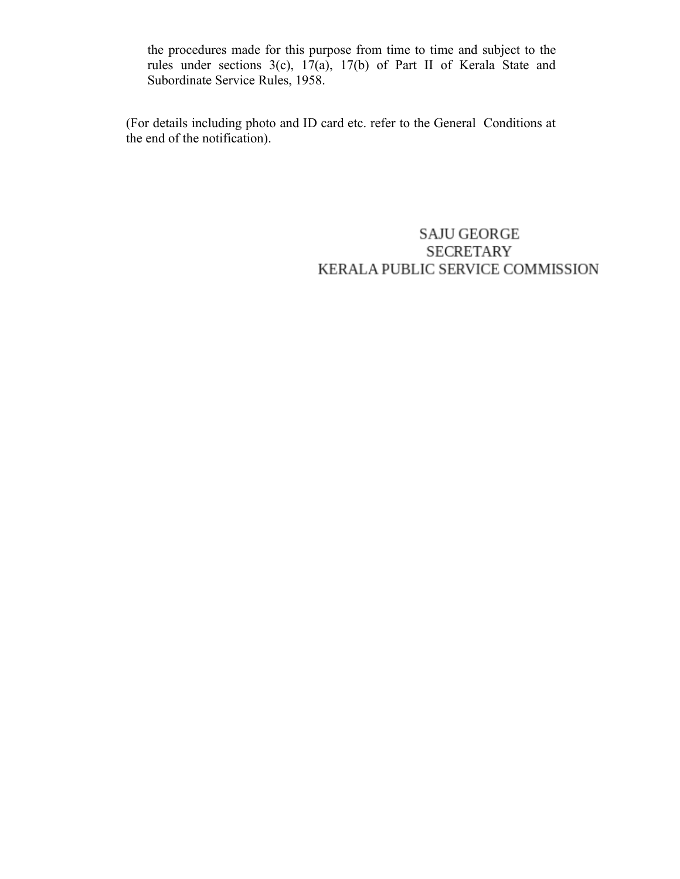the procedures made for this purpose from time to time and subject to the rules under sections 3(c), 17(a), 17(b) of Part II of Kerala State and Subordinate Service Rules, 1958.

(For details including photo and ID card etc. refer to the General Conditions at the end of the notification).

SAJU GEORGE
SECRETARY
KERALA PUBLIC SERVICE COMMISSION